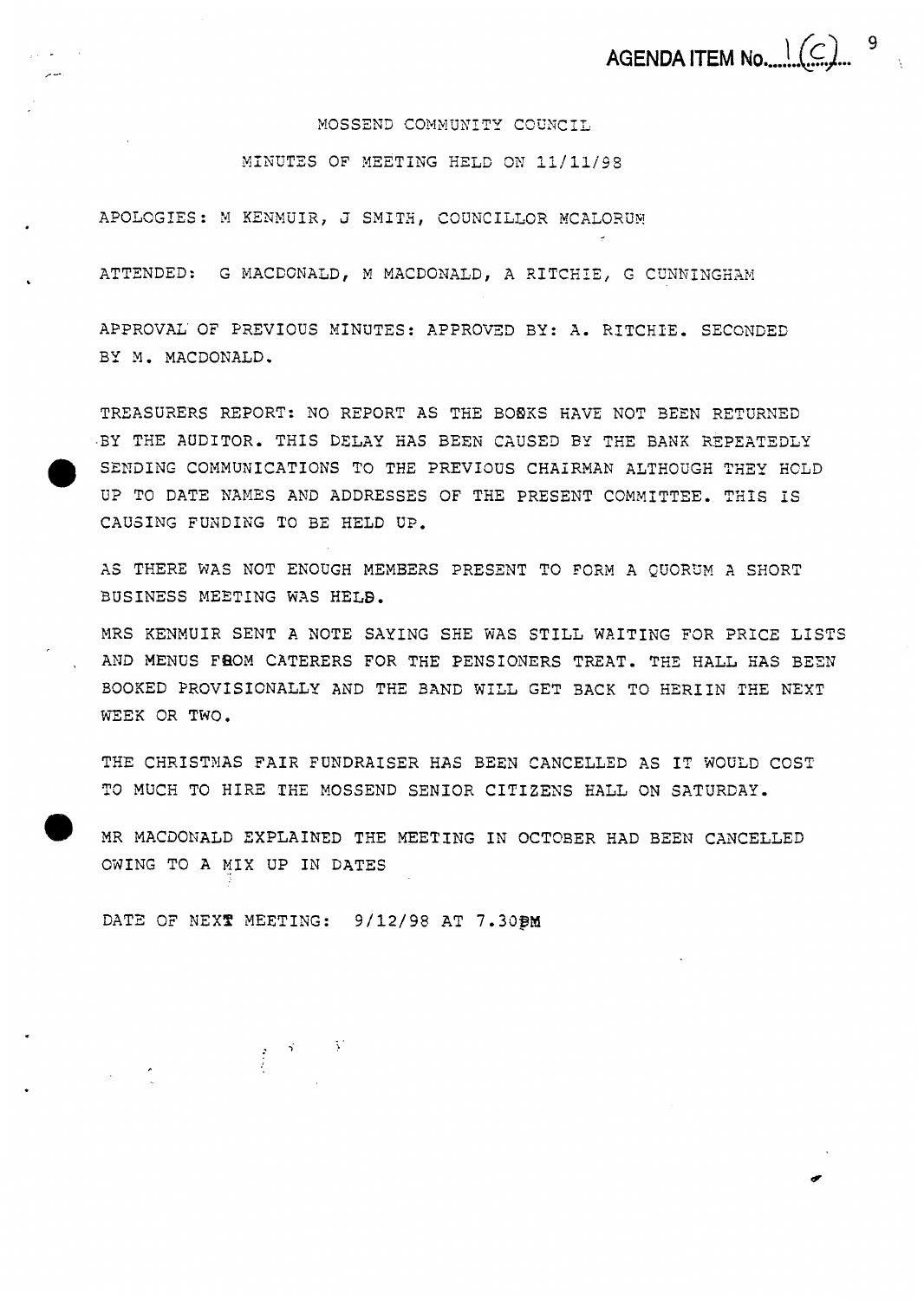AGENDA ITEM No. 1(C)

MOSSEND COMMUNITY COUNCIL

MINUTES OF MEETING HELD ON 11/11/98

APOLOGIES: M KENMUIR, J SMITH, COUNCILLOR MCALORUM

ATTENDED: G MACDONALD, M MACDONALD, A RITCHIE, G CUNNINGHAM

APPROVAL OF PREVIOUS MINUTES: APPROVED BY: A. RITCHIE. SECONDED BY M. MACDONALD.

TREASURERS REPORT: NO REPORT AS THE BOOKS HAVE NOT BEEN RETURNED BY THE AUDITOR. THIS DELAY HAS BEEN CAUSED BY THE BANK REPEATEDLY SENDING COMMUNICATIONS TO THE PREVIOUS CHAIRMAN ALTHOUGH THEY HOLD UP TO DATE NAMES AND ADDRESSES OF THE PRESENT COMMITTEE. THIS IS CAUSING FUNDING TO BE HELD UP.

AS THERE WAS NOT ENOUGH MEMBERS PRESENT TO FORM A QUORUM A SHORT BUSINESS MEETING WAS HELD.

MRS KENMUIR SENT A NOTE SAYING SHE WAS STILL WAITING FOR PRICE LISTS AND MENUS FROM CATERERS FOR THE PENSIONERS TREAT. THE HALL HAS BEEN BOOKED PROVISIONALLY AND THE BAND WILL GET BACK TO HERIIN THE NEXT WEEK OR TWO.

THE CHRISTMAS FAIR FUNDRAISER HAS BEEN CANCELLED AS IT WOULD COST TO MUCH TO HIRE THE MOSSEND SENIOR CITIZENS HALL ON SATURDAY.

MR MACDONALD EXPLAINED THE MEETING IN OCTOBER HAD BEEN CANCELLED OWING TO A MIX UP IN DATES

DATE OF NEXT MEETING: 9/12/98 AT 7.30PM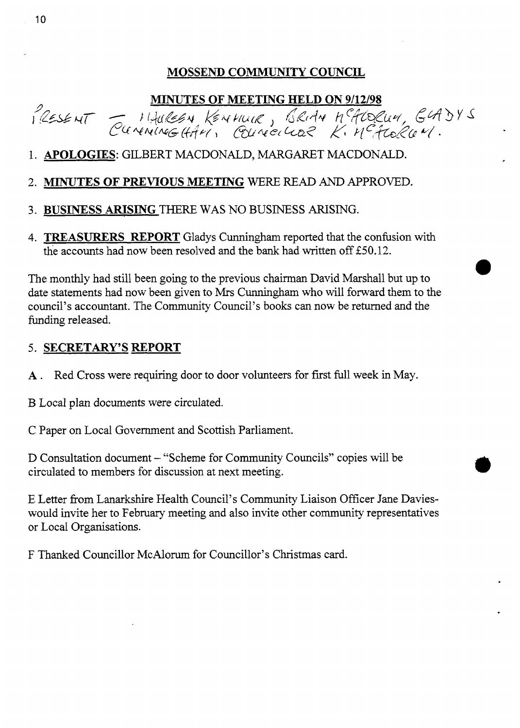# MOSSEND COMMUNITY COUNCIL

## MINUTES OF MEETING HELD ON 9/12/98

PRESENT – MAUREEN KENMUIR, BRIAN McALORUM, GLADYS CUNNINGHAM, COUNCILLOR K. McALORUM.

1. **APOLOGIES**: GILBERT MACDONALD, MARGARET MACDONALD.

2. **MINUTES OF PREVIOUS MEETING** WERE READ AND APPROVED.

3. **BUSINESS ARISING** THERE WAS NO BUSINESS ARISING.

4. **TREASURERS REPORT** Gladys Cunningham reported that the confusion with the accounts had now been resolved and the bank had written off £50.12.

The monthly had still been going to the previous chairman David Marshall but up to date statements had now been given to Mrs Cunningham who will forward them to the council's accountant. The Community Council's books can now be returned and the funding released.

5. **SECRETARY'S REPORT**

**A**. Red Cross were requiring door to door volunteers for first full week in May.

B Local plan documents were circulated.

C Paper on Local Government and Scottish Parliament.

D Consultation document – "Scheme for Community Councils" copies will be circulated to members for discussion at next meeting.

E Letter from Lanarkshire Health Council's Community Liaison Officer Jane Davies-would invite her to February meeting and also invite other community representatives or Local Organisations.

F Thanked Councillor McAlorum for Councillor's Christmas card.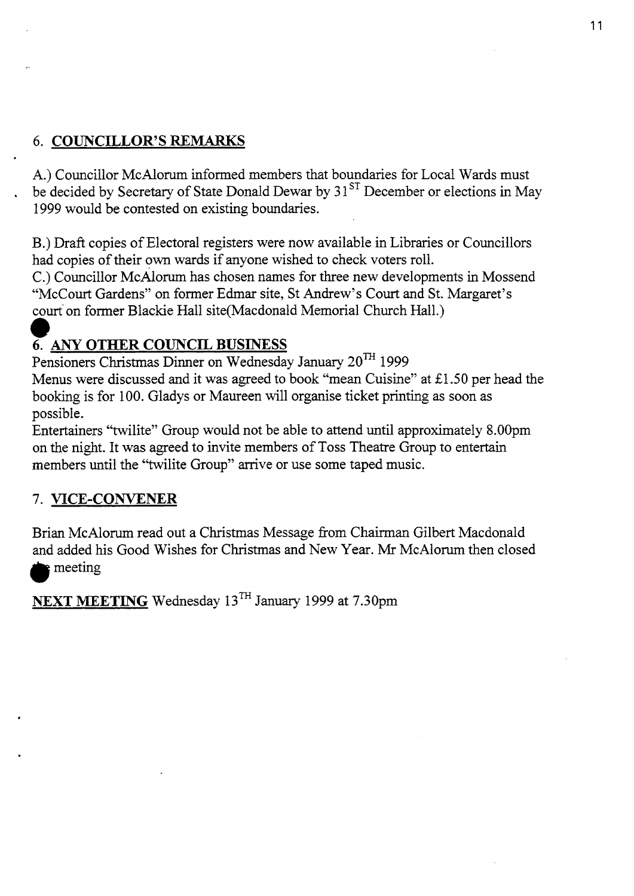## 6. **COUNCILLOR'S REMARKS**

A.) Councillor McAlorum informed members that boundaries for Local Wards must be decided by Secretary of State Donald Dewar by 31[ST] December or elections in May 1999 would be contested on existing boundaries.

B.) Draft copies of Electoral registers were now available in Libraries or Councillors had copies of their own wards if anyone wished to check voters roll.
C.) Councillor McAlorum has chosen names for three new developments in Mossend "McCourt Gardens" on former Edmar site, St Andrew's Court and St. Margaret's court on former Blackie Hall site(Macdonald Memorial Church Hall.)

## 6. **ANY OTHER COUNCIL BUSINESS**

Pensioners Christmas Dinner on Wednesday January 20[TH] 1999
Menus were discussed and it was agreed to book "mean Cuisine" at £1.50 per head the booking is for 100. Gladys or Maureen will organise ticket printing as soon as possible.
Entertainers "twilite" Group would not be able to attend until approximately 8.00pm on the night. It was agreed to invite members of Toss Theatre Group to entertain members until the "twilite Group" arrive or use some taped music.

## 7. **VICE-CONVENER**

Brian McAlorum read out a Christmas Message from Chairman Gilbert Macdonald and added his Good Wishes for Christmas and New Year. Mr McAlorum then closed the meeting

**NEXT MEETING** Wednesday 13[TH] January 1999 at 7.30pm